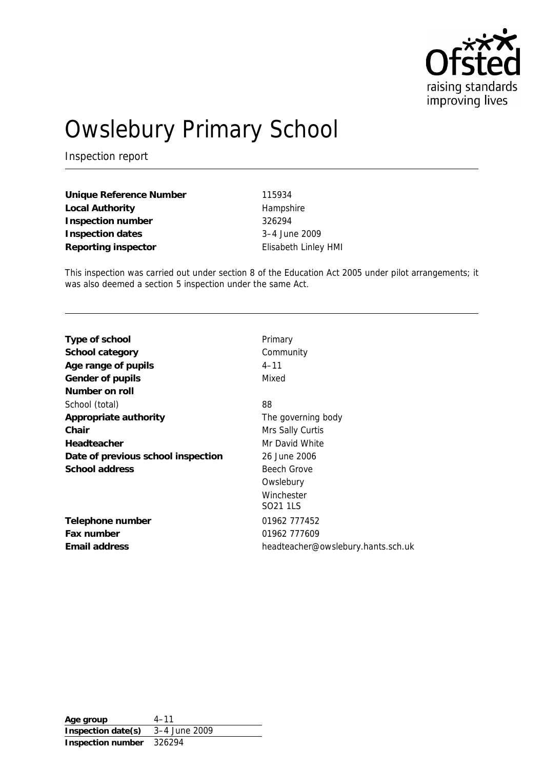Ofsted
raising standards
improving lives

# Owslebury Primary School

Inspection report

| | |
|---|---|
| **Unique Reference Number** | 115934 |
| **Local Authority** | Hampshire |
| **Inspection number** | 326294 |
| **Inspection dates** | 3–4 June 2009 |
| **Reporting inspector** | Elisabeth Linley HMI |

This inspection was carried out under section 8 of the Education Act 2005 under pilot arrangements; it was also deemed a section 5 inspection under the same Act.

| | |
|---|---|
| **Type of school** | Primary |
| **School category** | Community |
| **Age range of pupils** | 4–11 |
| **Gender of pupils** | Mixed |
| **Number on roll** | |
| School (total) | 88 |
| **Appropriate authority** | The governing body |
| **Chair** | Mrs Sally Curtis |
| **Headteacher** | Mr David White |
| **Date of previous school inspection** | 26 June 2006 |
| **School address** | Beech Grove<br>Owslebury<br>Winchester<br>SO21 1LS |
| **Telephone number** | 01962 777452 |
| **Fax number** | 01962 777609 |
| **Email address** | headteacher@owslebury.hants.sch.uk |

| | |
|---|---|
| **Age group** | 4–11 |
| **Inspection date(s)** | 3–4 June 2009 |
| **Inspection number** | 326294 |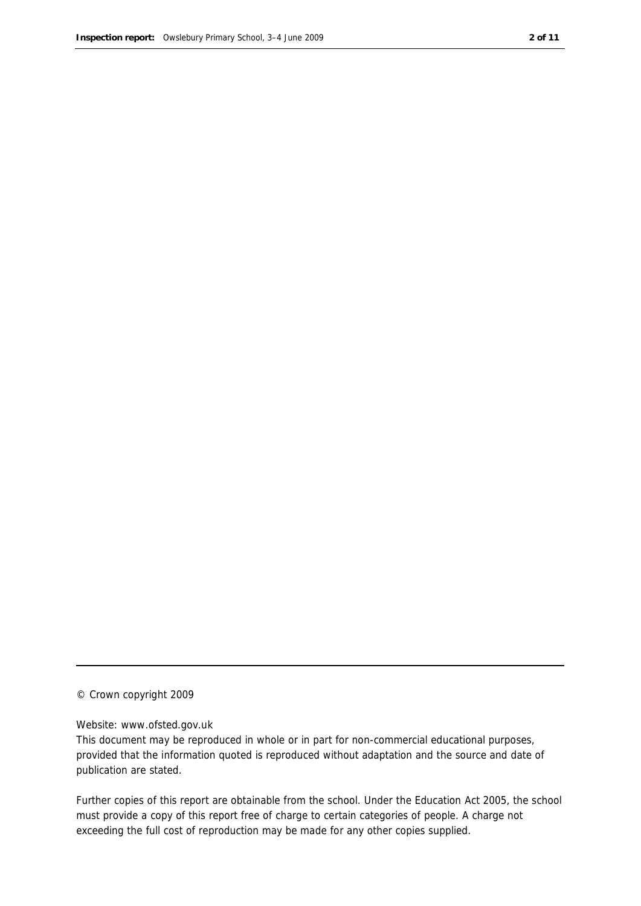© Crown copyright 2009

Website: www.ofsted.gov.uk

This document may be reproduced in whole or in part for non-commercial educational purposes, provided that the information quoted is reproduced without adaptation and the source and date of publication are stated.

Further copies of this report are obtainable from the school. Under the Education Act 2005, the school must provide a copy of this report free of charge to certain categories of people. A charge not exceeding the full cost of reproduction may be made for any other copies supplied.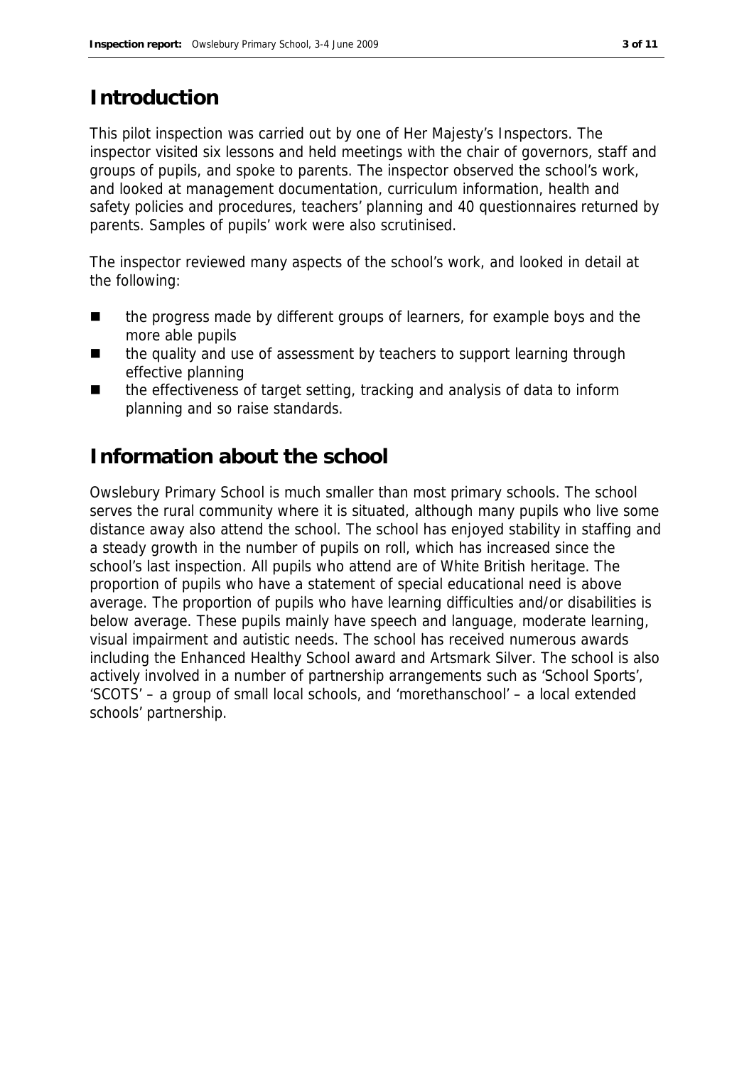## Introduction

This pilot inspection was carried out by one of Her Majesty's Inspectors. The inspector visited six lessons and held meetings with the chair of governors, staff and groups of pupils, and spoke to parents. The inspector observed the school's work, and looked at management documentation, curriculum information, health and safety policies and procedures, teachers' planning and 40 questionnaires returned by parents. Samples of pupils' work were also scrutinised.

The inspector reviewed many aspects of the school's work, and looked in detail at the following:

- the progress made by different groups of learners, for example boys and the more able pupils
- the quality and use of assessment by teachers to support learning through effective planning
- the effectiveness of target setting, tracking and analysis of data to inform planning and so raise standards.

## Information about the school

Owslebury Primary School is much smaller than most primary schools. The school serves the rural community where it is situated, although many pupils who live some distance away also attend the school. The school has enjoyed stability in staffing and a steady growth in the number of pupils on roll, which has increased since the school's last inspection. All pupils who attend are of White British heritage. The proportion of pupils who have a statement of special educational need is above average. The proportion of pupils who have learning difficulties and/or disabilities is below average. These pupils mainly have speech and language, moderate learning, visual impairment and autistic needs. The school has received numerous awards including the Enhanced Healthy School award and Artsmark Silver. The school is also actively involved in a number of partnership arrangements such as 'School Sports', 'SCOTS' – a group of small local schools, and 'morethanschool' – a local extended schools' partnership.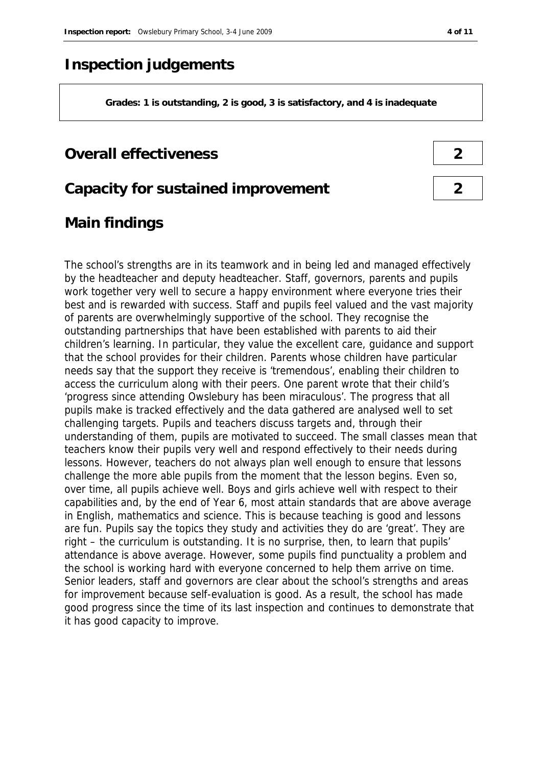# Inspection judgements

> **Grades: 1 is outstanding, 2 is good, 3 is satisfactory, and 4 is inadequate**

## Overall effectiveness — 2

## Capacity for sustained improvement — 2

## Main findings

The school's strengths are in its teamwork and in being led and managed effectively by the headteacher and deputy headteacher. Staff, governors, parents and pupils work together very well to secure a happy environment where everyone tries their best and is rewarded with success. Staff and pupils feel valued and the vast majority of parents are overwhelmingly supportive of the school. They recognise the outstanding partnerships that have been established with parents to aid their children's learning. In particular, they value the excellent care, guidance and support that the school provides for their children. Parents whose children have particular needs say that the support they receive is 'tremendous', enabling their children to access the curriculum along with their peers. One parent wrote that their child's 'progress since attending Owslebury has been miraculous'. The progress that all pupils make is tracked effectively and the data gathered are analysed well to set challenging targets. Pupils and teachers discuss targets and, through their understanding of them, pupils are motivated to succeed. The small classes mean that teachers know their pupils very well and respond effectively to their needs during lessons. However, teachers do not always plan well enough to ensure that lessons challenge the more able pupils from the moment that the lesson begins. Even so, over time, all pupils achieve well. Boys and girls achieve well with respect to their capabilities and, by the end of Year 6, most attain standards that are above average in English, mathematics and science. This is because teaching is good and lessons are fun. Pupils say the topics they study and activities they do are 'great'. They are right – the curriculum is outstanding. It is no surprise, then, to learn that pupils' attendance is above average. However, some pupils find punctuality a problem and the school is working hard with everyone concerned to help them arrive on time. Senior leaders, staff and governors are clear about the school's strengths and areas for improvement because self-evaluation is good. As a result, the school has made good progress since the time of its last inspection and continues to demonstrate that it has good capacity to improve.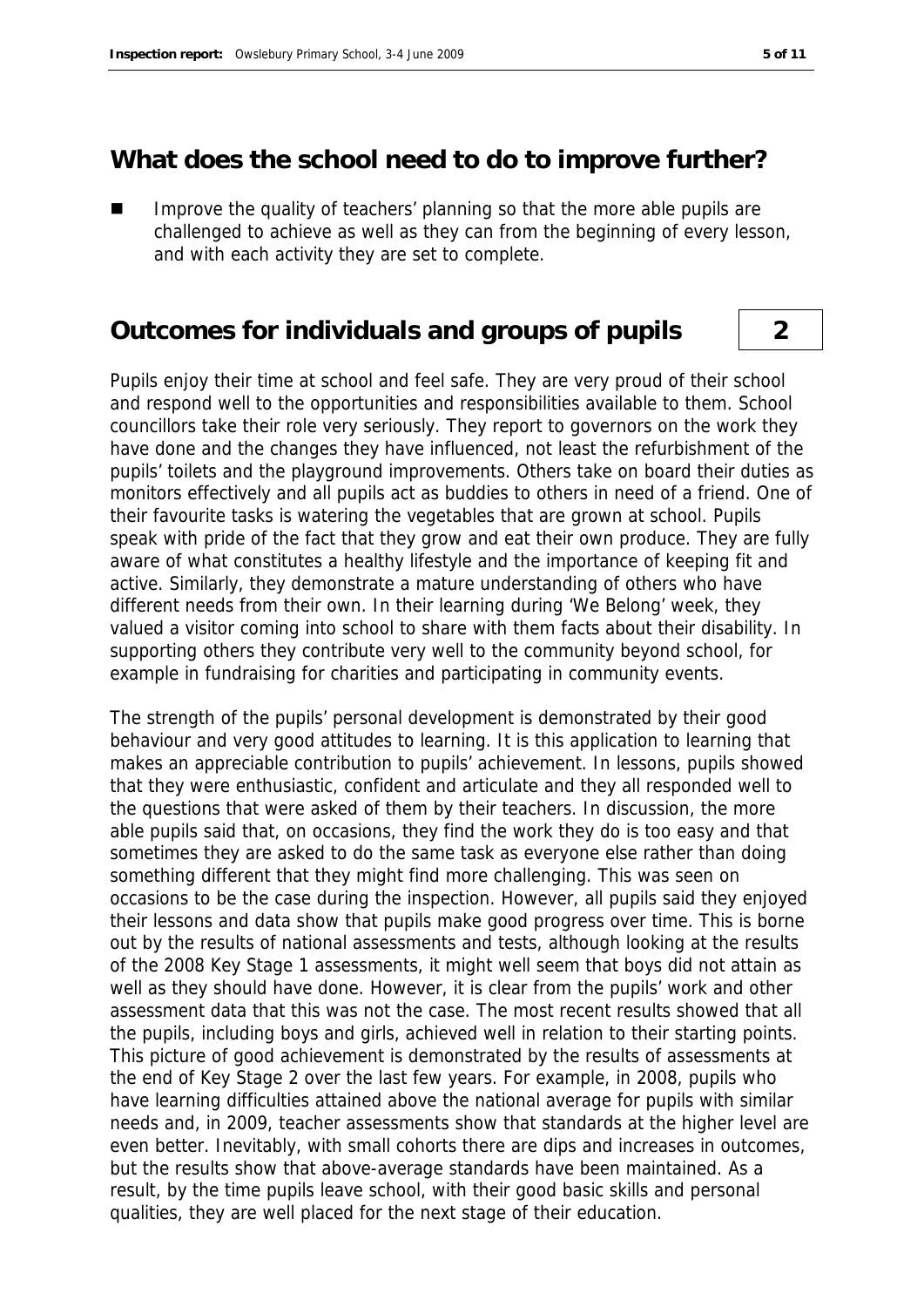## What does the school need to do to improve further?

- Improve the quality of teachers' planning so that the more able pupils are challenged to achieve as well as they can from the beginning of every lesson, and with each activity they are set to complete.

## Outcomes for individuals and groups of pupils 2

Pupils enjoy their time at school and feel safe. They are very proud of their school and respond well to the opportunities and responsibilities available to them. School councillors take their role very seriously. They report to governors on the work they have done and the changes they have influenced, not least the refurbishment of the pupils' toilets and the playground improvements. Others take on board their duties as monitors effectively and all pupils act as buddies to others in need of a friend. One of their favourite tasks is watering the vegetables that are grown at school. Pupils speak with pride of the fact that they grow and eat their own produce. They are fully aware of what constitutes a healthy lifestyle and the importance of keeping fit and active. Similarly, they demonstrate a mature understanding of others who have different needs from their own. In their learning during 'We Belong' week, they valued a visitor coming into school to share with them facts about their disability. In supporting others they contribute very well to the community beyond school, for example in fundraising for charities and participating in community events.

The strength of the pupils' personal development is demonstrated by their good behaviour and very good attitudes to learning. It is this application to learning that makes an appreciable contribution to pupils' achievement. In lessons, pupils showed that they were enthusiastic, confident and articulate and they all responded well to the questions that were asked of them by their teachers. In discussion, the more able pupils said that, on occasions, they find the work they do is too easy and that sometimes they are asked to do the same task as everyone else rather than doing something different that they might find more challenging. This was seen on occasions to be the case during the inspection. However, all pupils said they enjoyed their lessons and data show that pupils make good progress over time. This is borne out by the results of national assessments and tests, although looking at the results of the 2008 Key Stage 1 assessments, it might well seem that boys did not attain as well as they should have done. However, it is clear from the pupils' work and other assessment data that this was not the case. The most recent results showed that all the pupils, including boys and girls, achieved well in relation to their starting points. This picture of good achievement is demonstrated by the results of assessments at the end of Key Stage 2 over the last few years. For example, in 2008, pupils who have learning difficulties attained above the national average for pupils with similar needs and, in 2009, teacher assessments show that standards at the higher level are even better. Inevitably, with small cohorts there are dips and increases in outcomes, but the results show that above-average standards have been maintained. As a result, by the time pupils leave school, with their good basic skills and personal qualities, they are well placed for the next stage of their education.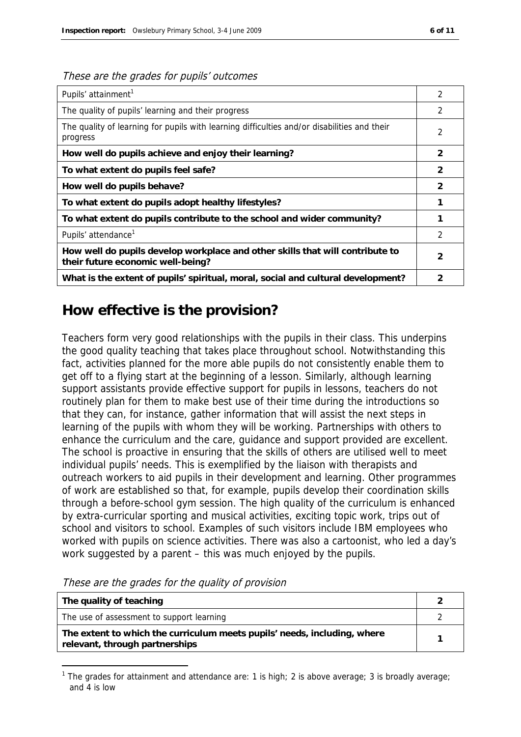*These are the grades for pupils' outcomes*

| | |
|---|---|
| Pupils' attainment[1] | 2 |
| The quality of pupils' learning and their progress | 2 |
| The quality of learning for pupils with learning difficulties and/or disabilities and their progress | 2 |
| **How well do pupils achieve and enjoy their learning?** | **2** |
| **To what extent do pupils feel safe?** | **2** |
| **How well do pupils behave?** | **2** |
| **To what extent do pupils adopt healthy lifestyles?** | **1** |
| **To what extent do pupils contribute to the school and wider community?** | **1** |
| Pupils' attendance[1] | 2 |
| **How well do pupils develop workplace and other skills that will contribute to their future economic well-being?** | **2** |
| **What is the extent of pupils' spiritual, moral, social and cultural development?** | **2** |

## How effective is the provision?

Teachers form very good relationships with the pupils in their class. This underpins the good quality teaching that takes place throughout school. Notwithstanding this fact, activities planned for the more able pupils do not consistently enable them to get off to a flying start at the beginning of a lesson. Similarly, although learning support assistants provide effective support for pupils in lessons, teachers do not routinely plan for them to make best use of their time during the introductions so that they can, for instance, gather information that will assist the next steps in learning of the pupils with whom they will be working. Partnerships with others to enhance the curriculum and the care, guidance and support provided are excellent. The school is proactive in ensuring that the skills of others are utilised well to meet individual pupils' needs. This is exemplified by the liaison with therapists and outreach workers to aid pupils in their development and learning. Other programmes of work are established so that, for example, pupils develop their coordination skills through a before-school gym session. The high quality of the curriculum is enhanced by extra-curricular sporting and musical activities, exciting topic work, trips out of school and visitors to school. Examples of such visitors include IBM employees who worked with pupils on science activities. There was also a cartoonist, who led a day's work suggested by a parent – this was much enjoyed by the pupils.

*These are the grades for the quality of provision*

| | |
|---|---|
| **The quality of teaching** | **2** |
| The use of assessment to support learning | 2 |
| **The extent to which the curriculum meets pupils' needs, including, where relevant, through partnerships** | **1** |

[1] The grades for attainment and attendance are: 1 is high; 2 is above average; 3 is broadly average; and 4 is low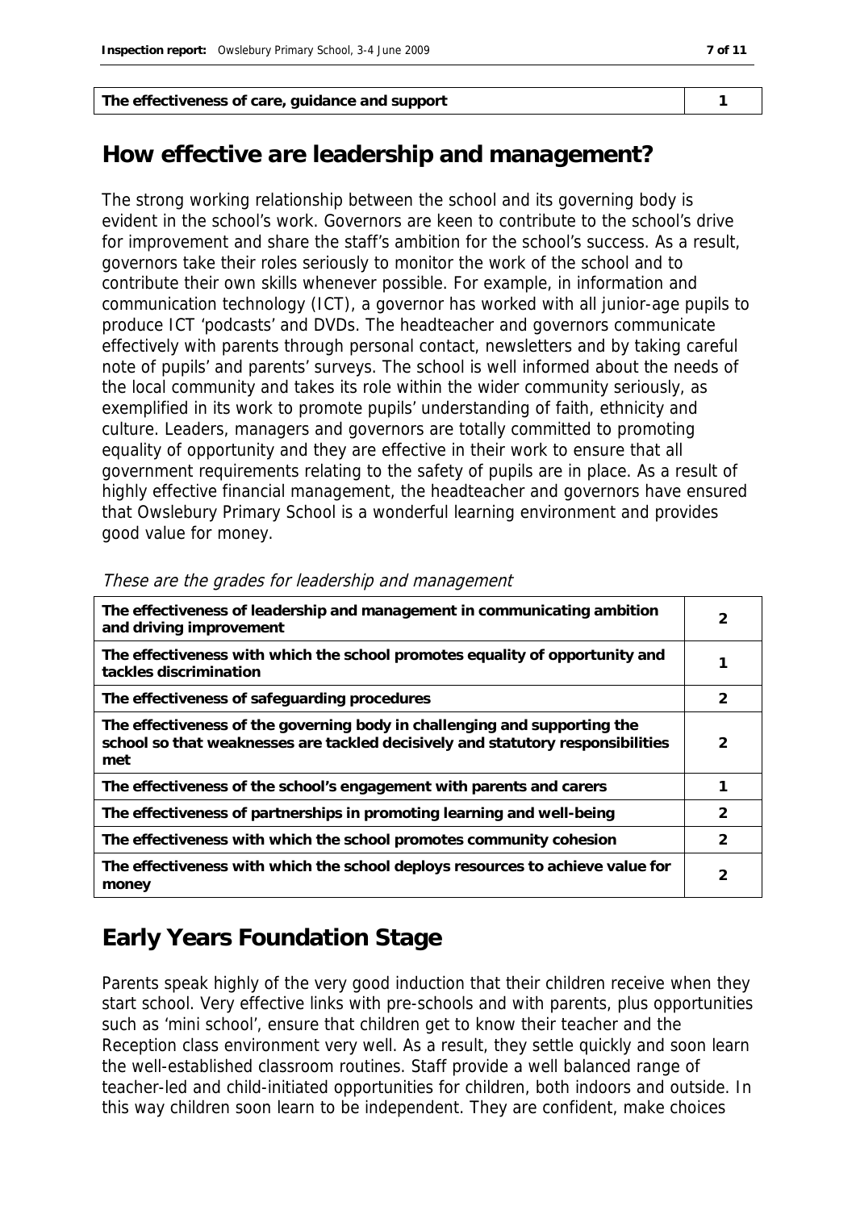| The effectiveness of care, guidance and support | 1 |
|---|---|

## How effective are leadership and management?

The strong working relationship between the school and its governing body is evident in the school's work. Governors are keen to contribute to the school's drive for improvement and share the staff's ambition for the school's success. As a result, governors take their roles seriously to monitor the work of the school and to contribute their own skills whenever possible. For example, in information and communication technology (ICT), a governor has worked with all junior-age pupils to produce ICT 'podcasts' and DVDs. The headteacher and governors communicate effectively with parents through personal contact, newsletters and by taking careful note of pupils' and parents' surveys. The school is well informed about the needs of the local community and takes its role within the wider community seriously, as exemplified in its work to promote pupils' understanding of faith, ethnicity and culture. Leaders, managers and governors are totally committed to promoting equality of opportunity and they are effective in their work to ensure that all government requirements relating to the safety of pupils are in place. As a result of highly effective financial management, the headteacher and governors have ensured that Owslebury Primary School is a wonderful learning environment and provides good value for money.

*These are the grades for leadership and management*

| | |
|---|---|
| **The effectiveness of leadership and management in communicating ambition and driving improvement** | 2 |
| **The effectiveness with which the school promotes equality of opportunity and tackles discrimination** | 1 |
| **The effectiveness of safeguarding procedures** | 2 |
| **The effectiveness of the governing body in challenging and supporting the school so that weaknesses are tackled decisively and statutory responsibilities met** | 2 |
| **The effectiveness of the school's engagement with parents and carers** | 1 |
| **The effectiveness of partnerships in promoting learning and well-being** | 2 |
| **The effectiveness with which the school promotes community cohesion** | 2 |
| **The effectiveness with which the school deploys resources to achieve value for money** | 2 |

## Early Years Foundation Stage

Parents speak highly of the very good induction that their children receive when they start school. Very effective links with pre-schools and with parents, plus opportunities such as 'mini school', ensure that children get to know their teacher and the Reception class environment very well. As a result, they settle quickly and soon learn the well-established classroom routines. Staff provide a well balanced range of teacher-led and child-initiated opportunities for children, both indoors and outside. In this way children soon learn to be independent. They are confident, make choices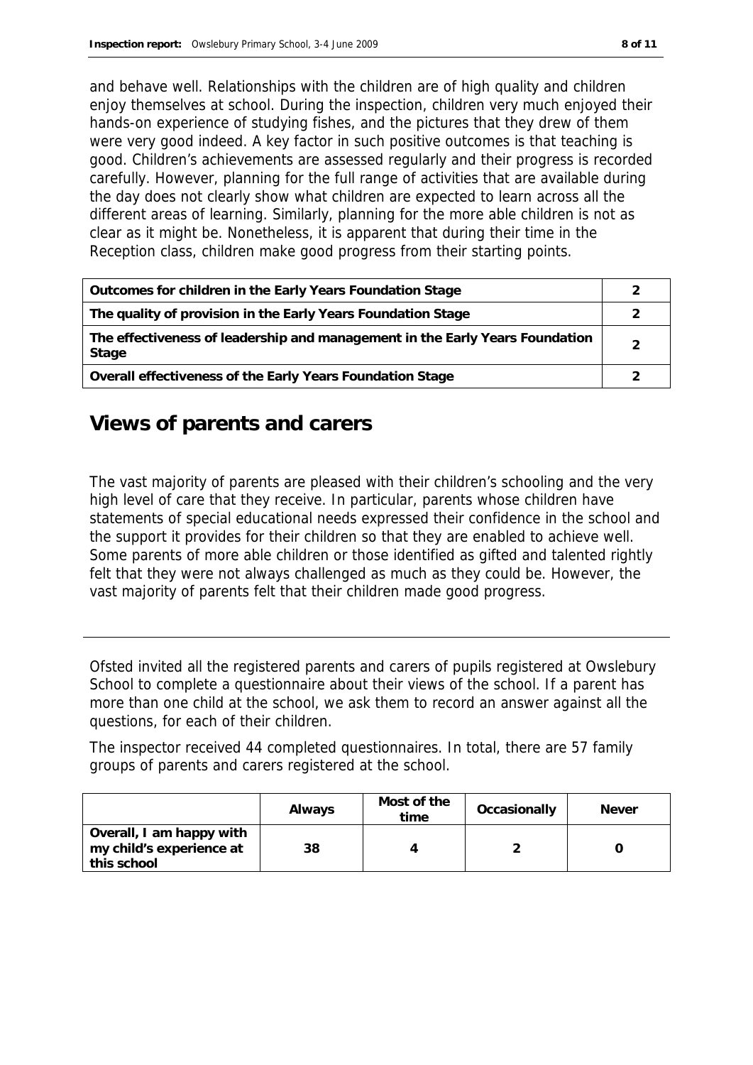and behave well. Relationships with the children are of high quality and children enjoy themselves at school. During the inspection, children very much enjoyed their hands-on experience of studying fishes, and the pictures that they drew of them were very good indeed. A key factor in such positive outcomes is that teaching is good. Children's achievements are assessed regularly and their progress is recorded carefully. However, planning for the full range of activities that are available during the day does not clearly show what children are expected to learn across all the different areas of learning. Similarly, planning for the more able children is not as clear as it might be. Nonetheless, it is apparent that during their time in the Reception class, children make good progress from their starting points.

| | |
|---|---|
| **Outcomes for children in the Early Years Foundation Stage** | 2 |
| **The quality of provision in the Early Years Foundation Stage** | 2 |
| **The effectiveness of leadership and management in the Early Years Foundation Stage** | 2 |
| **Overall effectiveness of the Early Years Foundation Stage** | 2 |

## Views of parents and carers

The vast majority of parents are pleased with their children's schooling and the very high level of care that they receive. In particular, parents whose children have statements of special educational needs expressed their confidence in the school and the support it provides for their children so that they are enabled to achieve well. Some parents of more able children or those identified as gifted and talented rightly felt that they were not always challenged as much as they could be. However, the vast majority of parents felt that their children made good progress.

---

Ofsted invited all the registered parents and carers of pupils registered at Owslebury School to complete a questionnaire about their views of the school. If a parent has more than one child at the school, we ask them to record an answer against all the questions, for each of their children.

The inspector received 44 completed questionnaires. In total, there are 57 family groups of parents and carers registered at the school.

| | **Always** | **Most of the time** | **Occasionally** | **Never** |
|---|---|---|---|---|
| **Overall, I am happy with my child's experience at this school** | **38** | **4** | **2** | **0** |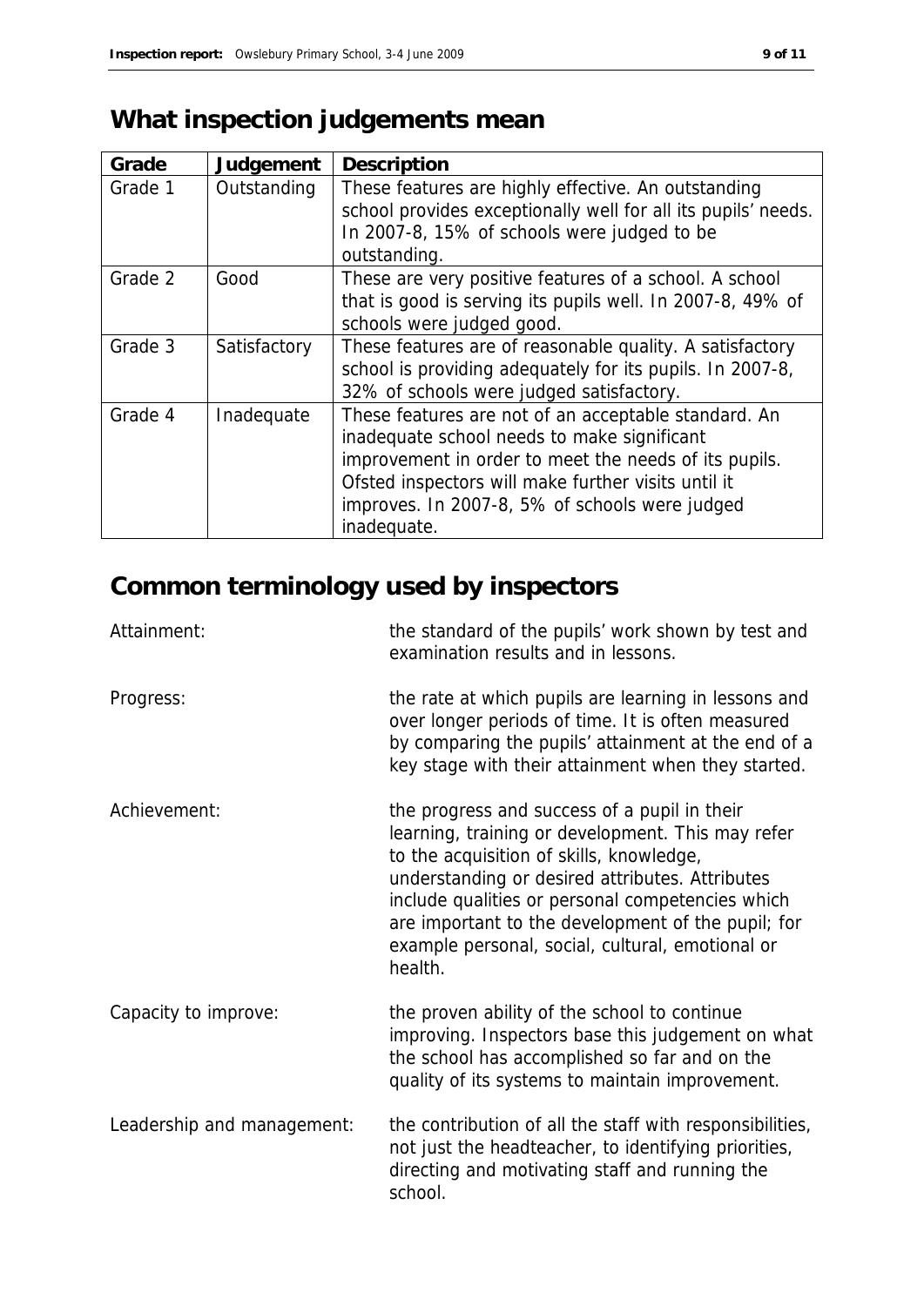## What inspection judgements mean

| Grade | Judgement | Description |
|---|---|---|
| Grade 1 | Outstanding | These features are highly effective. An outstanding school provides exceptionally well for all its pupils' needs. In 2007-8, 15% of schools were judged to be outstanding. |
| Grade 2 | Good | These are very positive features of a school. A school that is good is serving its pupils well. In 2007-8, 49% of schools were judged good. |
| Grade 3 | Satisfactory | These features are of reasonable quality. A satisfactory school is providing adequately for its pupils. In 2007-8, 32% of schools were judged satisfactory. |
| Grade 4 | Inadequate | These features are not of an acceptable standard. An inadequate school needs to make significant improvement in order to meet the needs of its pupils. Ofsted inspectors will make further visits until it improves. In 2007-8, 5% of schools were judged inadequate. |

## Common terminology used by inspectors

Attainment: the standard of the pupils' work shown by test and examination results and in lessons.

Progress: the rate at which pupils are learning in lessons and over longer periods of time. It is often measured by comparing the pupils' attainment at the end of a key stage with their attainment when they started.

Achievement: the progress and success of a pupil in their learning, training or development. This may refer to the acquisition of skills, knowledge, understanding or desired attributes. Attributes include qualities or personal competencies which are important to the development of the pupil; for example personal, social, cultural, emotional or health.

Capacity to improve: the proven ability of the school to continue improving. Inspectors base this judgement on what the school has accomplished so far and on the quality of its systems to maintain improvement.

Leadership and management: the contribution of all the staff with responsibilities, not just the headteacher, to identifying priorities, directing and motivating staff and running the school.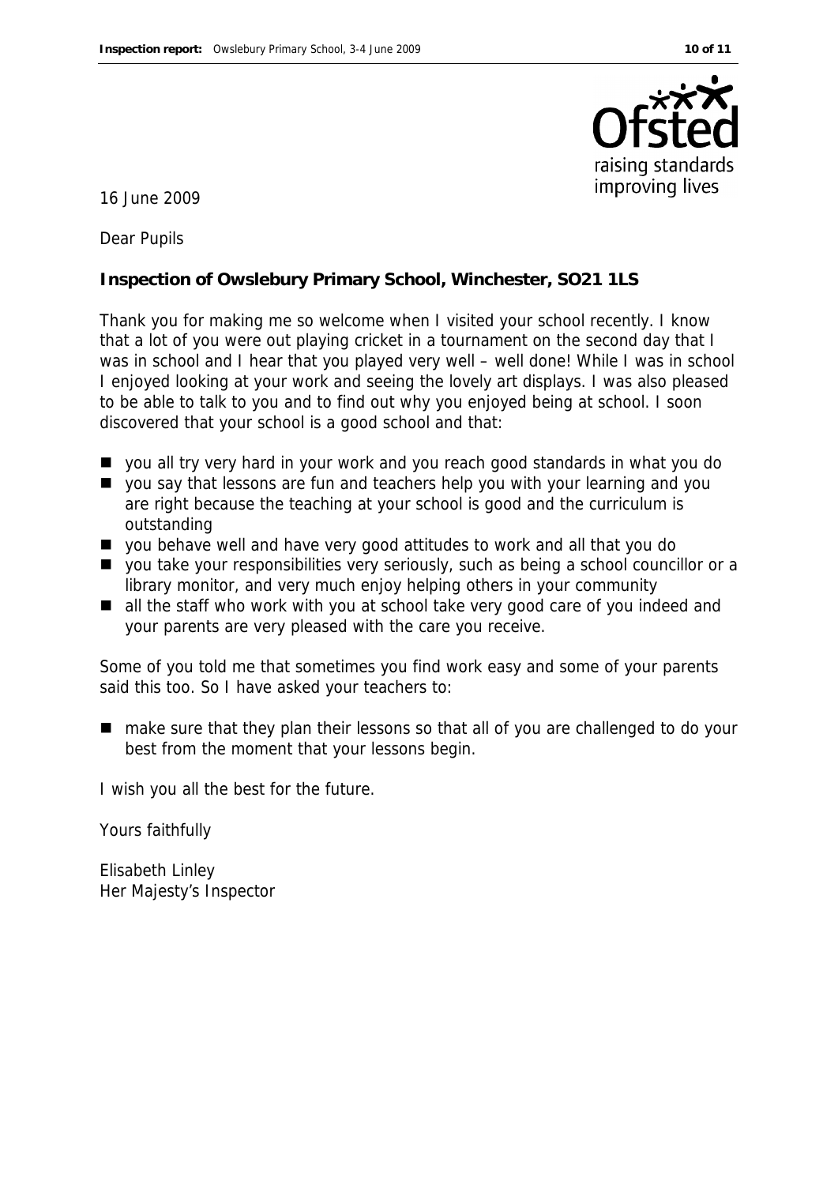16 June 2009

Dear Pupils

**Inspection of Owslebury Primary School, Winchester, SO21 1LS**

Thank you for making me so welcome when I visited your school recently. I know that a lot of you were out playing cricket in a tournament on the second day that I was in school and I hear that you played very well – well done! While I was in school I enjoyed looking at your work and seeing the lovely art displays. I was also pleased to be able to talk to you and to find out why you enjoyed being at school. I soon discovered that your school is a good school and that:

- you all try very hard in your work and you reach good standards in what you do
- you say that lessons are fun and teachers help you with your learning and you are right because the teaching at your school is good and the curriculum is outstanding
- you behave well and have very good attitudes to work and all that you do
- you take your responsibilities very seriously, such as being a school councillor or a library monitor, and very much enjoy helping others in your community
- all the staff who work with you at school take very good care of you indeed and your parents are very pleased with the care you receive.

Some of you told me that sometimes you find work easy and some of your parents said this too. So I have asked your teachers to:

- make sure that they plan their lessons so that all of you are challenged to do your best from the moment that your lessons begin.

I wish you all the best for the future.

Yours faithfully

Elisabeth Linley
Her Majesty's Inspector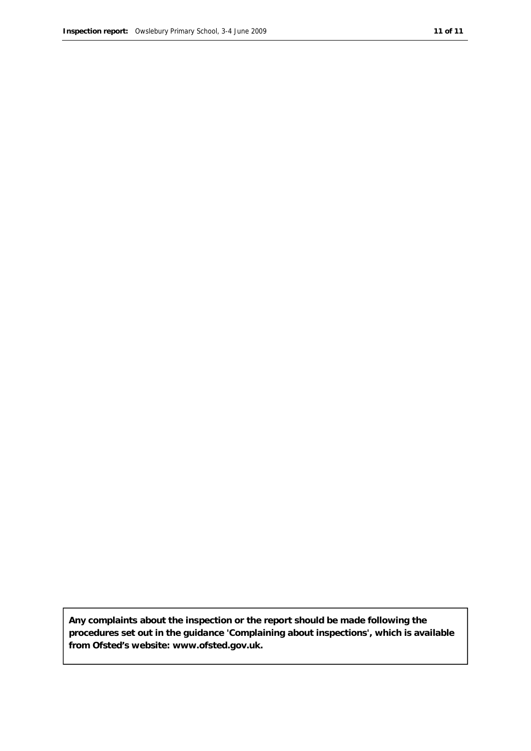**Any complaints about the inspection or the report should be made following the procedures set out in the guidance 'Complaining about inspections', which is available from Ofsted's website: www.ofsted.gov.uk.**